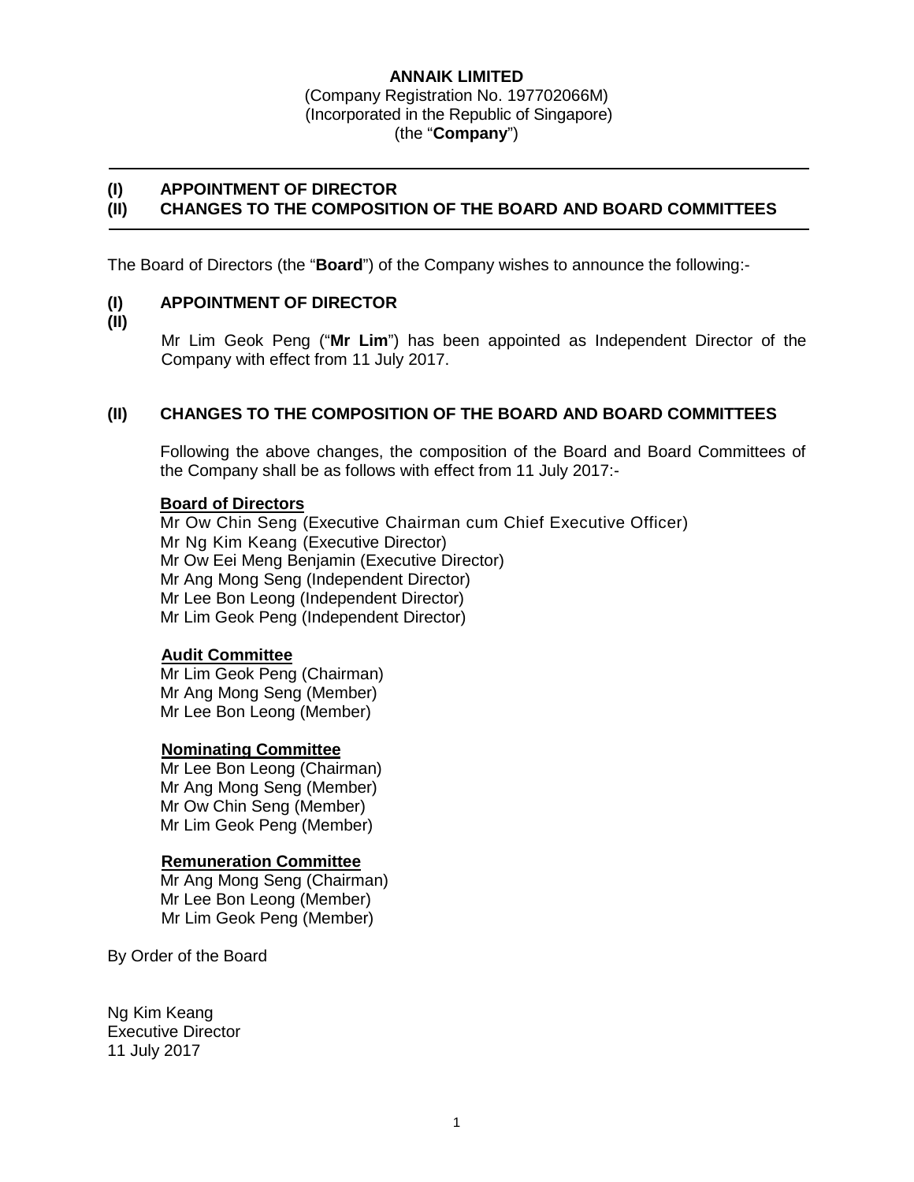**ANNAIK LIMITED**
(Company Registration No. 197702066M)
(Incorporated in the Republic of Singapore)
(the "**Company**")

## (I) APPOINTMENT OF DIRECTOR
## (II) CHANGES TO THE COMPOSITION OF THE BOARD AND BOARD COMMITTEES

The Board of Directors (the "**Board**") of the Company wishes to announce the following:-

### (I) APPOINTMENT OF DIRECTOR
**(II)**

Mr Lim Geok Peng ("**Mr Lim**") has been appointed as Independent Director of the Company with effect from 11 July 2017.

### (II) CHANGES TO THE COMPOSITION OF THE BOARD AND BOARD COMMITTEES

Following the above changes, the composition of the Board and Board Committees of the Company shall be as follows with effect from 11 July 2017:-

**Board of Directors**
Mr Ow Chin Seng (Executive Chairman cum Chief Executive Officer)
Mr Ng Kim Keang (Executive Director)
Mr Ow Eei Meng Benjamin (Executive Director)
Mr Ang Mong Seng (Independent Director)
Mr Lee Bon Leong (Independent Director)
Mr Lim Geok Peng (Independent Director)

**Audit Committee**
Mr Lim Geok Peng (Chairman)
Mr Ang Mong Seng (Member)
Mr Lee Bon Leong (Member)

**Nominating Committee**
Mr Lee Bon Leong (Chairman)
Mr Ang Mong Seng (Member)
Mr Ow Chin Seng (Member)
Mr Lim Geok Peng (Member)

**Remuneration Committee**
Mr Ang Mong Seng (Chairman)
Mr Lee Bon Leong (Member)
Mr Lim Geok Peng (Member)

By Order of the Board

Ng Kim Keang
Executive Director
11 July 2017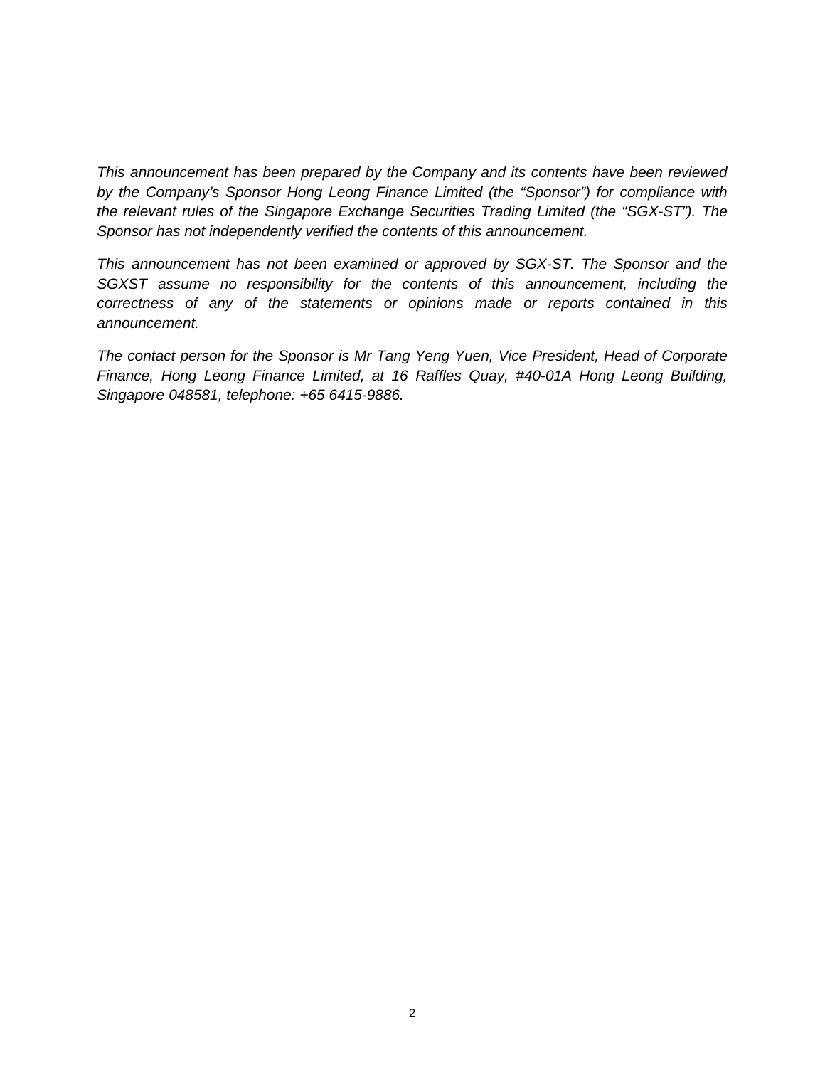---

*This announcement has been prepared by the Company and its contents have been reviewed by the Company's Sponsor Hong Leong Finance Limited (the "Sponsor") for compliance with the relevant rules of the Singapore Exchange Securities Trading Limited (the "SGX-ST"). The Sponsor has not independently verified the contents of this announcement.*

*This announcement has not been examined or approved by SGX-ST. The Sponsor and the SGXST assume no responsibility for the contents of this announcement, including the correctness of any of the statements or opinions made or reports contained in this announcement.*

*The contact person for the Sponsor is Mr Tang Yeng Yuen, Vice President, Head of Corporate Finance, Hong Leong Finance Limited, at 16 Raffles Quay, #40-01A Hong Leong Building, Singapore 048581, telephone: +65 6415-9886.*